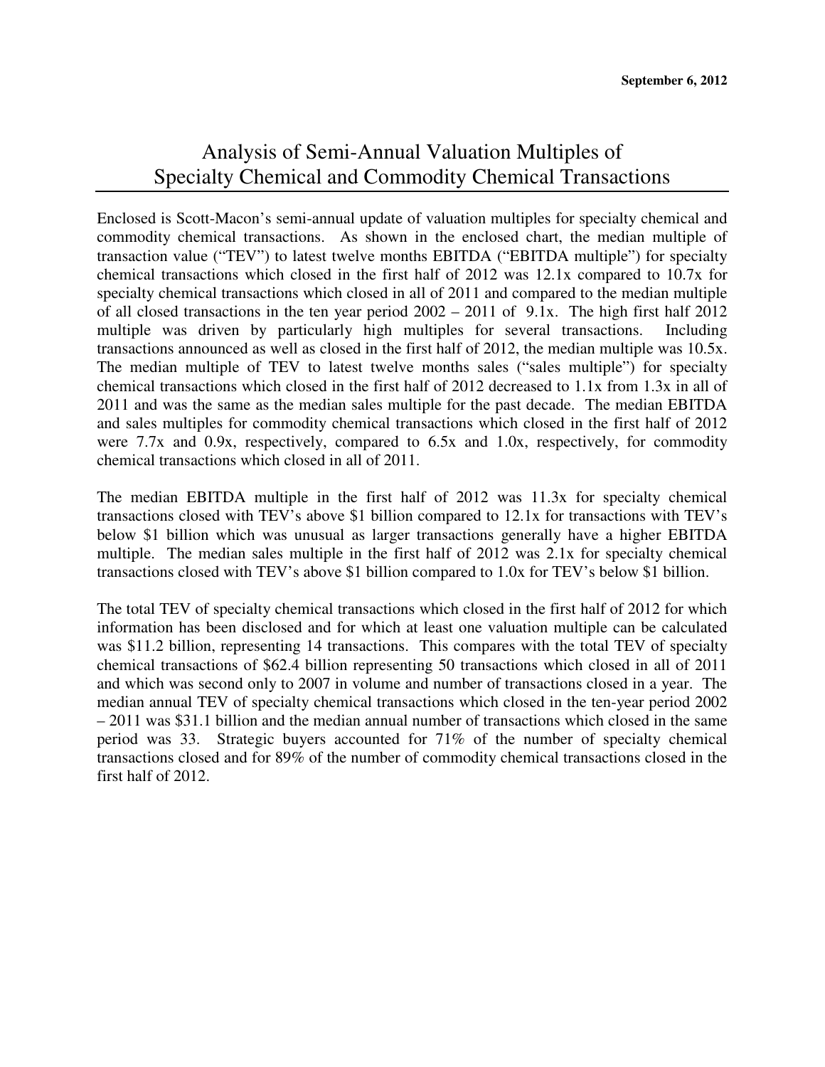**September 6, 2012**

# Analysis of Semi-Annual Valuation Multiples of Specialty Chemical and Commodity Chemical Transactions

Enclosed is Scott-Macon's semi-annual update of valuation multiples for specialty chemical and commodity chemical transactions. As shown in the enclosed chart, the median multiple of transaction value ("TEV") to latest twelve months EBITDA ("EBITDA multiple") for specialty chemical transactions which closed in the first half of 2012 was 12.1x compared to 10.7x for specialty chemical transactions which closed in all of 2011 and compared to the median multiple of all closed transactions in the ten year period 2002 – 2011 of 9.1x. The high first half 2012 multiple was driven by particularly high multiples for several transactions. Including transactions announced as well as closed in the first half of 2012, the median multiple was 10.5x. The median multiple of TEV to latest twelve months sales ("sales multiple") for specialty chemical transactions which closed in the first half of 2012 decreased to 1.1x from 1.3x in all of 2011 and was the same as the median sales multiple for the past decade. The median EBITDA and sales multiples for commodity chemical transactions which closed in the first half of 2012 were 7.7x and 0.9x, respectively, compared to 6.5x and 1.0x, respectively, for commodity chemical transactions which closed in all of 2011.

The median EBITDA multiple in the first half of 2012 was 11.3x for specialty chemical transactions closed with TEV's above $1 billion compared to 12.1x for transactions with TEV's below $1 billion which was unusual as larger transactions generally have a higher EBITDA multiple. The median sales multiple in the first half of 2012 was 2.1x for specialty chemical transactions closed with TEV's above $1 billion compared to 1.0x for TEV's below $1 billion.

The total TEV of specialty chemical transactions which closed in the first half of 2012 for which information has been disclosed and for which at least one valuation multiple can be calculated was $11.2 billion, representing 14 transactions. This compares with the total TEV of specialty chemical transactions of $62.4 billion representing 50 transactions which closed in all of 2011 and which was second only to 2007 in volume and number of transactions closed in a year. The median annual TEV of specialty chemical transactions which closed in the ten-year period 2002 – 2011 was $31.1 billion and the median annual number of transactions which closed in the same period was 33. Strategic buyers accounted for 71% of the number of specialty chemical transactions closed and for 89% of the number of commodity chemical transactions closed in the first half of 2012.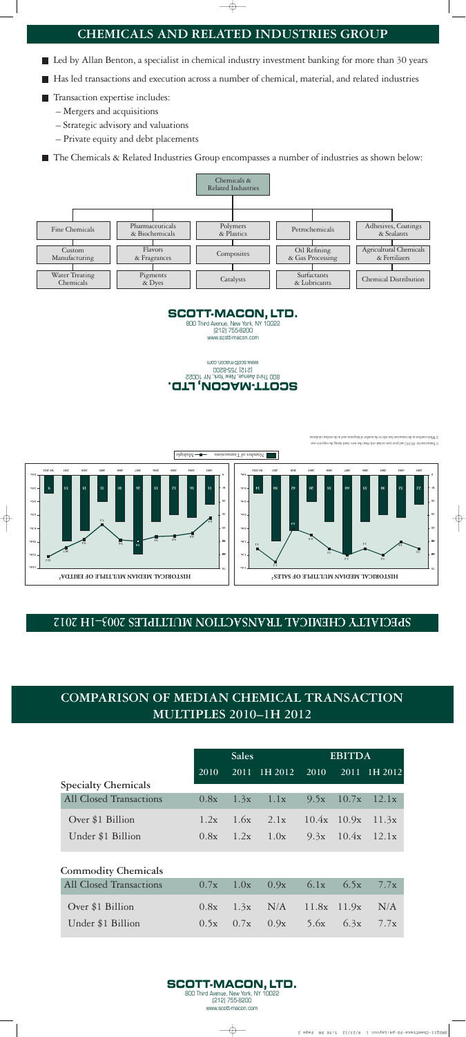# CHEMICALS AND RELATED INDUSTRIES GROUP

- Led by Allan Benton, a specialist in chemical industry investment banking for more than 30 years
- Has led transactions and execution across a number of chemical, material, and related industries
- Transaction expertise includes:
  - Mergers and acquisitions
  - Strategic advisory and valuations
  - Private equity and debt placements
- The Chemicals & Related Industries Group encompasses a number of industries as shown below:

Chemicals & Related Industries

| | | | | |
|---|---|---|---|---|
| Fine Chemicals | Pharmaceuticals & Biochemicals | Polymers & Plastics | Petrochemicals | Adhesives, Coatings & Sealants |
| Custom Manufacturing | Flavors & Fragrances | Composites | Oil Refining & Gas Processing | Agricultural Chemicals & Fertilizers |
| Water Treating Chemicals | Pigments & Dyes | Catalysts | Surfactants & Lubricants | Chemical Distribution |

**SCOTT-MACON, LTD.**
800 Third Avenue, New York, NY 10022
(212) 755-8200
www.scott-macon.com

## SPECIALTY CHEMICAL TRANSACTION MULTIPLES 2003–1H 2012

**HISTORICAL MEDIAN MULTIPLE OF SALES[2]**

**HISTORICAL MEDIAN MULTIPLE OF EBITDA[2]**

Number of Transactions — Multiple

## COMPARISON OF MEDIAN CHEMICAL TRANSACTION MULTIPLES 2010–1H 2012

| | Sales | | | EBITDA | | |
|---|---|---|---|---|---|---|
| | 2010 | 2011 | 1H 2012 | 2010 | 2011 | 1H 2012 |
| **Specialty Chemicals** | | | | | | |
| All Closed Transactions | 0.8x | 1.3x | 1.1x | 9.5x | 10.7x | 12.1x |
| Over $1 Billion | 1.2x | 1.6x | 2.1x | 10.4x | 10.9x | 11.3x |
| Under $1 Billion | 0.8x | 1.2x | 1.0x | 9.3x | 10.4x | 12.1x |
| **Commodity Chemicals** | | | | | | |
| All Closed Transactions | 0.7x | 1.0x | 0.9x | 6.1x | 6.5x | 7.7x |
| Over $1 Billion | 0.8x | 1.3x | N/A | 11.8x | 11.9x | N/A |
| Under $1 Billion | 0.5x | 0.7x | 0.9x | 5.6x | 6.3x | 7.7x |

**SCOTT-MACON, LTD.**
800 Third Avenue, New York, NY 10022
(212) 755-8200
www.scott-macon.com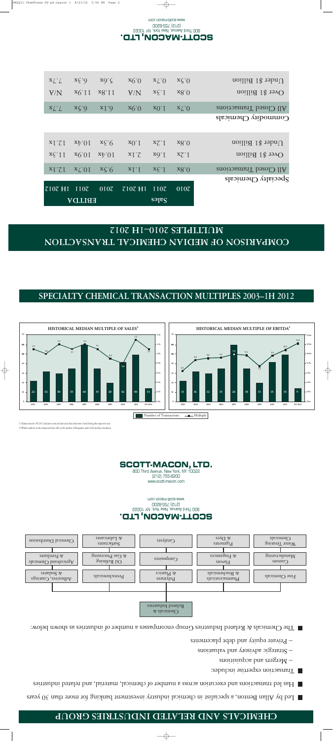# COMPARISON OF MEDIAN CHEMICAL TRANSACTION MULTIPLES 2010–1H 2012

| | Sales | | | EBITDA | | |
|---|---|---|---|---|---|---|
| | 2010 | 2011 | 1H 2012 | 2010 | 2011 | 1H 2012 |
| **Specialty Chemicals** | | | | | | |
| All Closed Transactions | 0.8x | 1.3x | 1.1x | 9.5x | 10.7x | 12.1x |
| Over $1 Billion | 1.2x | 1.6x | 2.1x | 10.4x | 10.9x | 11.3x |
| Under $1 Billion | 0.8x | 1.2x | 1.0x | 9.5x | 10.4x | 12.1x |
| **Commodity Chemicals** | | | | | | |
| All Closed Transactions | 0.7x | 1.0x | 0.9x | 6.1x | 6.5x | 7.7x |
| Over $1 Billion | 0.8x | 1.3x | N/A | 11.8x | 11.9x | N/A |
| Under $1 Billion | 0.5x | 0.7x | 0.9x | 5.6x | 6.5x | 7.7x |

**SCOTT-MACON, LTD.**
800 Third Avenue, New York, NY 10022
(212) 755-8200
www.scott-macon.com

# SPECIALTY CHEMICAL TRANSACTION MULTIPLES 2003–1H 2012

HISTORICAL MEDIAN MULTIPLE OF SALES[2]

2003 2004 2005 2006 2007 2008 2009 2010 2011 1H 2012

22 32 30 35 60 35 20 42 50 14

1.2 1.0 1.2 1.1 1.2 1.1 0.9 0.8 1.3 1.1

HISTORICAL MEDIAN MULTIPLE OF EBITDA[2]

2003 2004 2005 2006 2007 2008 2009 2010 2011 1H 2012

11 16 12 15 26 10 11 15 33 9

6.5 8.8 9.0 9.1 9.8 9.6 7.5 9.5 10.7 12.1

Number of Transactions — Multiple

1) Transactions for 1H 2012 and prior years include only those that were closed during the respective year.
2) Whole numbers in the transaction bars refer to the number of datapoints used in the median calculation.

**SCOTT-MACON, LTD.**
800 Third Avenue, New York, NY 10022
(212) 755-8200
www.scott-macon.com

# CHEMICALS AND RELATED INDUSTRIES GROUP

- Led by Allan Benton, a specialist in chemical industry investment banking for more than 30 years
- Has led transactions and execution across a number of chemical, material, and related industries
- Transaction expertise includes:
  – Mergers and acquisitions
  – Strategic advisory and valuations
  – Private equity and debt placements
- The Chemicals & Related Industries Group encompasses a number of industries as shown below:

Chemicals & Related Industries

- Fine Chemicals
- Pharmaceuticals & Biochemicals
- Polymers & Plastics
- Petrochemicals
- Adhesives, Coatings & Sealants
- Custom Manufacturing
- Flavors & Fragrances
- Composites
- Oil Refining & Gas Processing
- Agricultural Chemicals & Fertilizers
- Water Treating Chemicals
- Pigments & Dyes
- Catalysts
- Surfactants & Lubricants
- Chemical Distribution